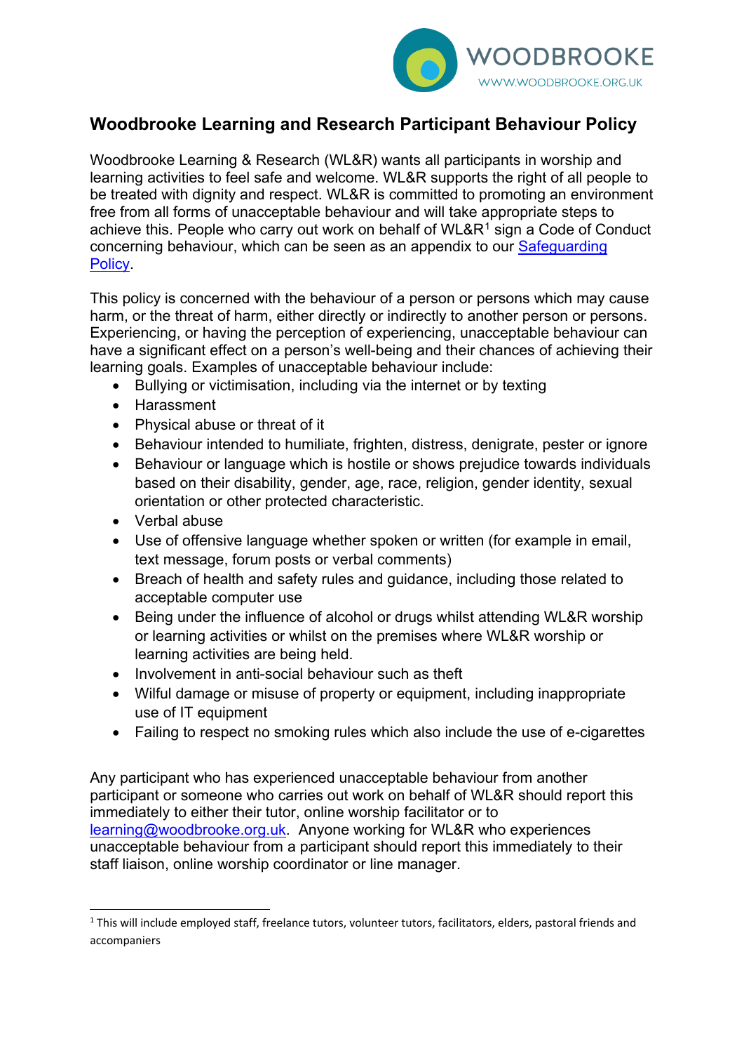# Woodbrooke Learning and Research Participant Behaviour Policy

Woodbrooke Learning & Research (WL&R) wants all participants in worship and learning activities to feel safe and welcome. WL&R supports the right of all people to be treated with dignity and respect. WL&R is committed to promoting an environment free from all forms of unacceptable behaviour and will take appropriate steps to achieve this. People who carry out work on behalf of WL&R[1] sign a Code of Conduct concerning behaviour, which can be seen as an appendix to our Safeguarding Policy.

This policy is concerned with the behaviour of a person or persons which may cause harm, or the threat of harm, either directly or indirectly to another person or persons. Experiencing, or having the perception of experiencing, unacceptable behaviour can have a significant effect on a person's well-being and their chances of achieving their learning goals. Examples of unacceptable behaviour include:

- Bullying or victimisation, including via the internet or by texting
- Harassment
- Physical abuse or threat of it
- Behaviour intended to humiliate, frighten, distress, denigrate, pester or ignore
- Behaviour or language which is hostile or shows prejudice towards individuals based on their disability, gender, age, race, religion, gender identity, sexual orientation or other protected characteristic.
- Verbal abuse
- Use of offensive language whether spoken or written (for example in email, text message, forum posts or verbal comments)
- Breach of health and safety rules and guidance, including those related to acceptable computer use
- Being under the influence of alcohol or drugs whilst attending WL&R worship or learning activities or whilst on the premises where WL&R worship or learning activities are being held.
- Involvement in anti-social behaviour such as theft
- Wilful damage or misuse of property or equipment, including inappropriate use of IT equipment
- Failing to respect no smoking rules which also include the use of e-cigarettes

Any participant who has experienced unacceptable behaviour from another participant or someone who carries out work on behalf of WL&R should report this immediately to either their tutor, online worship facilitator or to learning@woodbrooke.org.uk. Anyone working for WL&R who experiences unacceptable behaviour from a participant should report this immediately to their staff liaison, online worship coordinator or line manager.

[1] This will include employed staff, freelance tutors, volunteer tutors, facilitators, elders, pastoral friends and accompaniers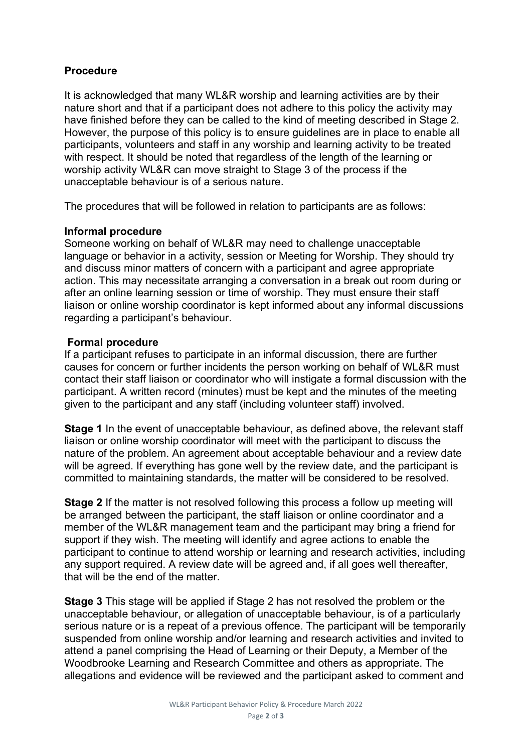## Procedure

It is acknowledged that many WL&R worship and learning activities are by their nature short and that if a participant does not adhere to this policy the activity may have finished before they can be called to the kind of meeting described in Stage 2. However, the purpose of this policy is to ensure guidelines are in place to enable all participants, volunteers and staff in any worship and learning activity to be treated with respect. It should be noted that regardless of the length of the learning or worship activity WL&R can move straight to Stage 3 of the process if the unacceptable behaviour is of a serious nature.

The procedures that will be followed in relation to participants are as follows:

### Informal procedure

Someone working on behalf of WL&R may need to challenge unacceptable language or behavior in a activity, session or Meeting for Worship. They should try and discuss minor matters of concern with a participant and agree appropriate action. This may necessitate arranging a conversation in a break out room during or after an online learning session or time of worship. They must ensure their staff liaison or online worship coordinator is kept informed about any informal discussions regarding a participant's behaviour.

### Formal procedure

If a participant refuses to participate in an informal discussion, there are further causes for concern or further incidents the person working on behalf of WL&R must contact their staff liaison or coordinator who will instigate a formal discussion with the participant. A written record (minutes) must be kept and the minutes of the meeting given to the participant and any staff (including volunteer staff) involved.

**Stage 1** In the event of unacceptable behaviour, as defined above, the relevant staff liaison or online worship coordinator will meet with the participant to discuss the nature of the problem. An agreement about acceptable behaviour and a review date will be agreed. If everything has gone well by the review date, and the participant is committed to maintaining standards, the matter will be considered to be resolved.

**Stage 2** If the matter is not resolved following this process a follow up meeting will be arranged between the participant, the staff liaison or online coordinator and a member of the WL&R management team and the participant may bring a friend for support if they wish. The meeting will identify and agree actions to enable the participant to continue to attend worship or learning and research activities, including any support required. A review date will be agreed and, if all goes well thereafter, that will be the end of the matter.

**Stage 3** This stage will be applied if Stage 2 has not resolved the problem or the unacceptable behaviour, or allegation of unacceptable behaviour, is of a particularly serious nature or is a repeat of a previous offence. The participant will be temporarily suspended from online worship and/or learning and research activities and invited to attend a panel comprising the Head of Learning or their Deputy, a Member of the Woodbrooke Learning and Research Committee and others as appropriate. The allegations and evidence will be reviewed and the participant asked to comment and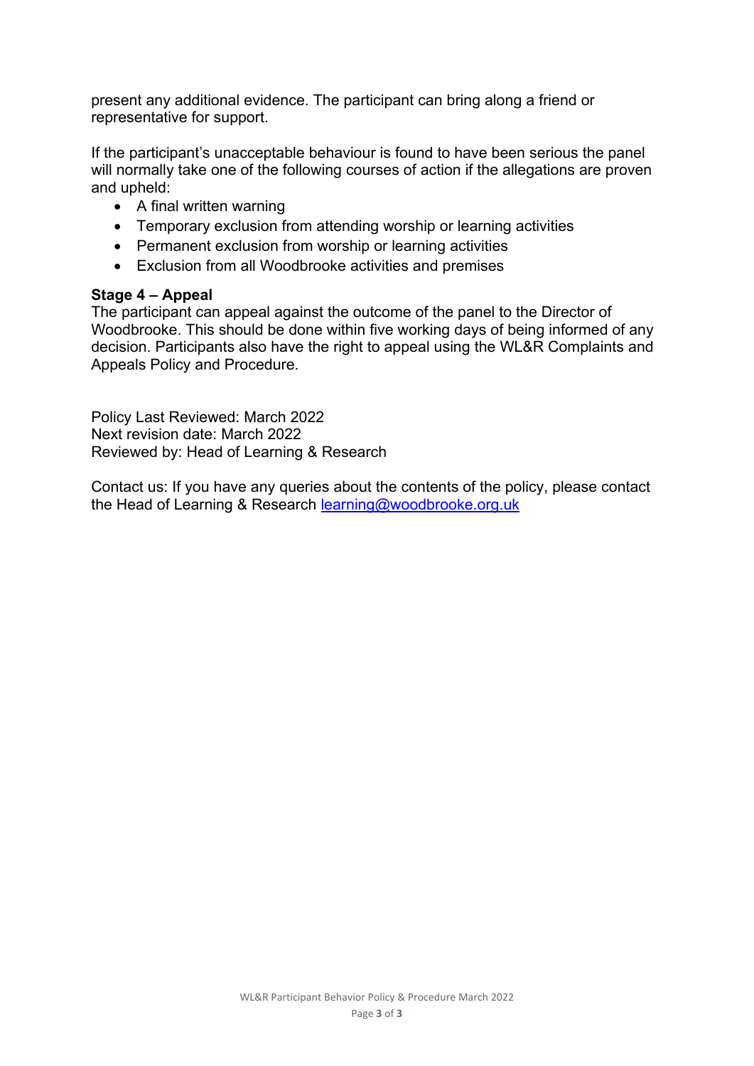present any additional evidence. The participant can bring along a friend or representative for support.

If the participant's unacceptable behaviour is found to have been serious the panel will normally take one of the following courses of action if the allegations are proven and upheld:

- A final written warning
- Temporary exclusion from attending worship or learning activities
- Permanent exclusion from worship or learning activities
- Exclusion from all Woodbrooke activities and premises

**Stage 4 – Appeal**

The participant can appeal against the outcome of the panel to the Director of Woodbrooke. This should be done within five working days of being informed of any decision. Participants also have the right to appeal using the WL&R Complaints and Appeals Policy and Procedure.

Policy Last Reviewed: March 2022
Next revision date: March 2022
Reviewed by: Head of Learning & Research

Contact us: If you have any queries about the contents of the policy, please contact the Head of Learning & Research learning@woodbrooke.org.uk